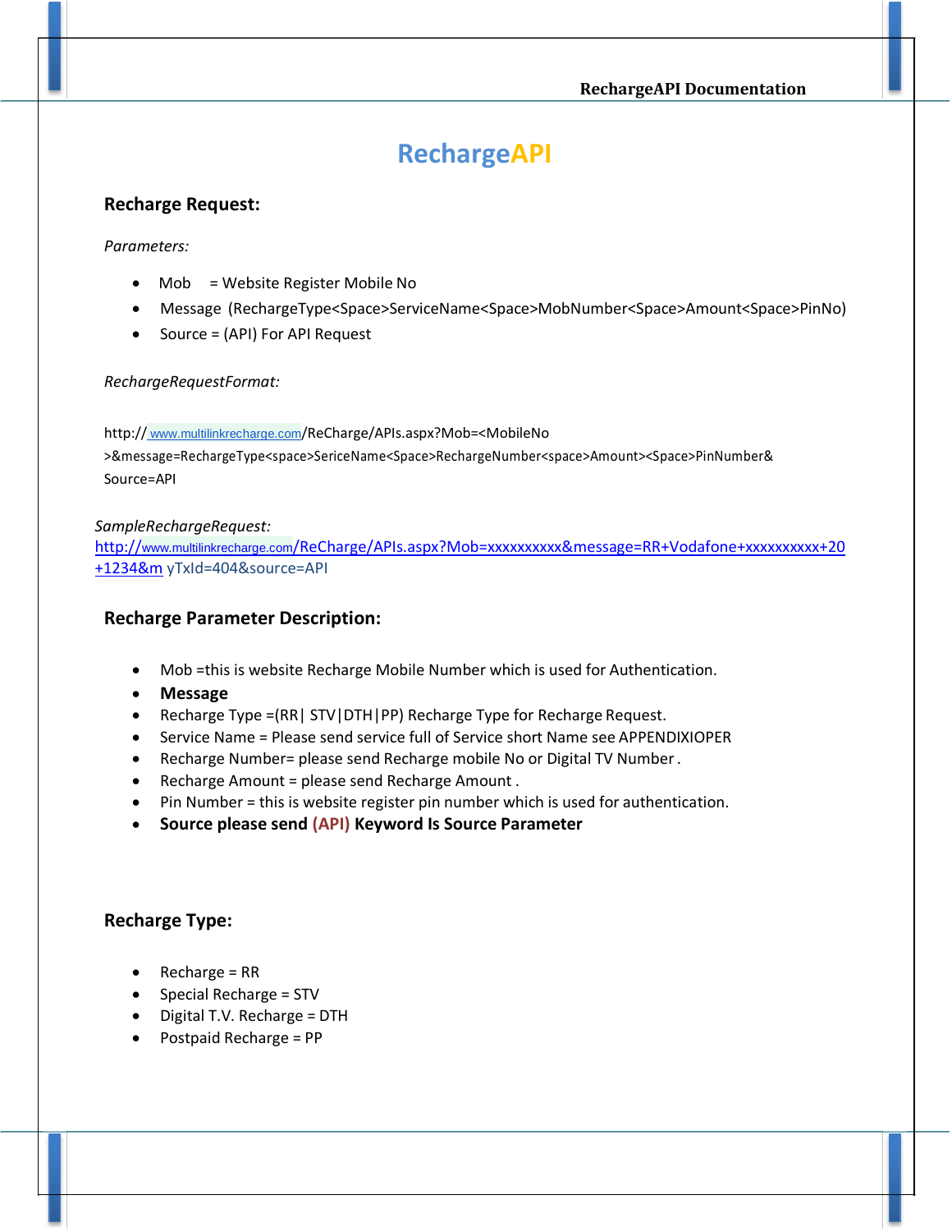# RechargeAPI

## Recharge Request:

*Parameters:*

- Mob = Website Register Mobile No
- Message (RechargeType<Space>ServiceName<Space>MobNumber<Space>Amount<Space>PinNo)
- Source = (API) For API Request

*RechargeRequestFormat:*

http:// www.multilinkrecharge.com/ReCharge/APIs.aspx?Mob=<MobileNo >&message=RechargeType<space>SericeName<Space>RechargeNumber<space>Amount><Space>PinNumber& Source=API

*SampleRechargeRequest:*
http://www.multilinkrecharge.com/ReCharge/APIs.aspx?Mob=xxxxxxxxxx&message=RR+Vodafone+xxxxxxxxxx+20+1234&m yTxId=404&source=API

## Recharge Parameter Description:

- Mob =this is website Recharge Mobile Number which is used for Authentication.
- **Message**
- Recharge Type =(RR| STV|DTH|PP) Recharge Type for Recharge Request.
- Service Name = Please send service full of Service short Name see APPENDIXIOPER
- Recharge Number= please send Recharge mobile No or Digital TV Number .
- Recharge Amount = please send Recharge Amount .
- Pin Number = this is website register pin number which is used for authentication.
- **Source please send (API) Keyword Is Source Parameter**

## Recharge Type:

- Recharge = RR
- Special Recharge = STV
- Digital T.V. Recharge = DTH
- Postpaid Recharge = PP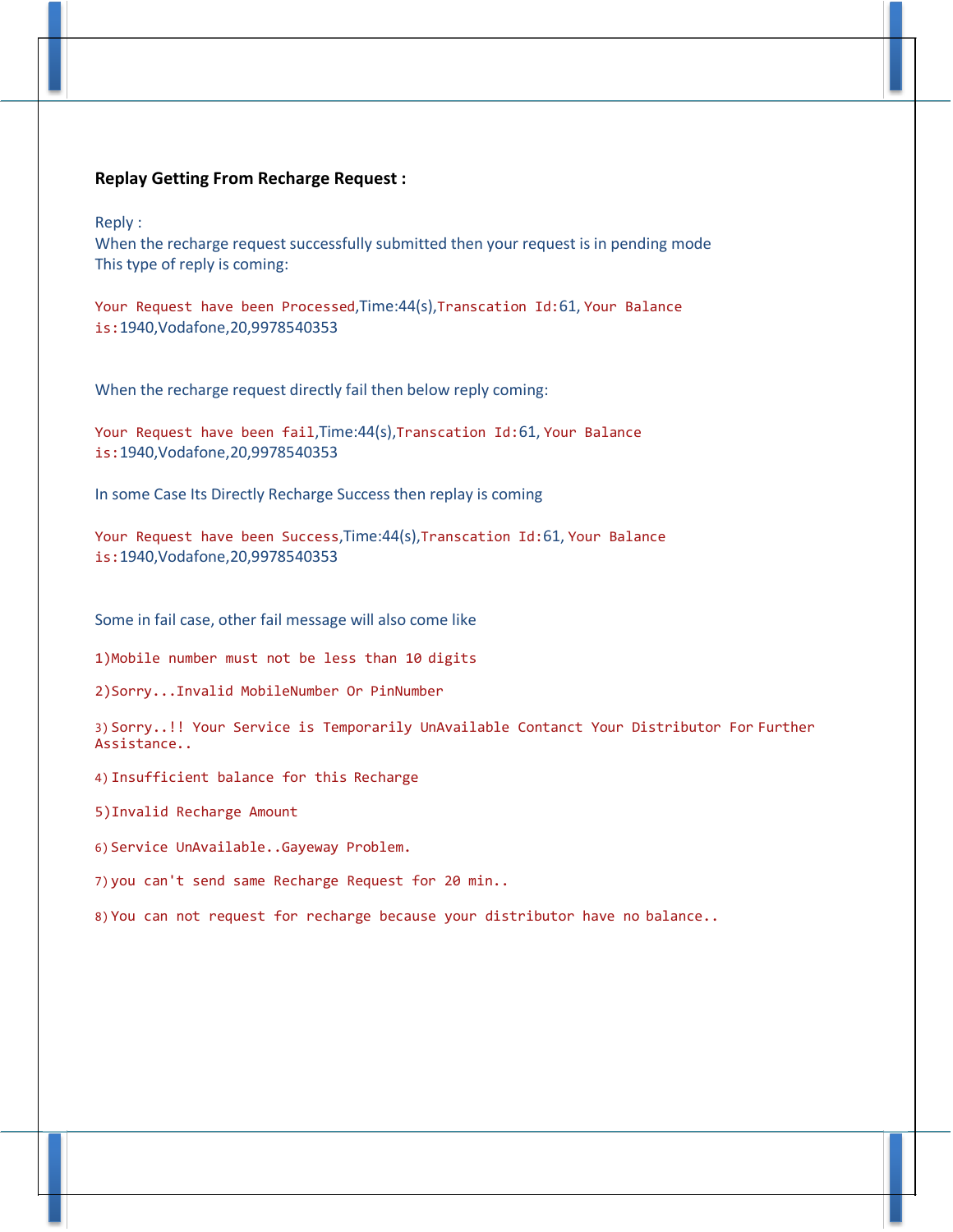**Replay Getting From Recharge Request :**

Reply :
When the recharge request successfully submitted then your request is in pending mode
This type of reply is coming:

```
Your Request have been Processed,Time:44(s),Transcation Id:61, Your Balance is:1940,Vodafone,20,9978540353
```

When the recharge request directly fail then below reply coming:

```
Your Request have been fail,Time:44(s),Transcation Id:61, Your Balance is:1940,Vodafone,20,9978540353
```

In some Case Its Directly Recharge Success then replay is coming

```
Your Request have been Success,Time:44(s),Transcation Id:61, Your Balance is:1940,Vodafone,20,9978540353
```

Some in fail case, other fail message will also come like

```
1)Mobile number must not be less than 10 digits

2)Sorry...Invalid MobileNumber Or PinNumber

3)Sorry..!! Your Service is Temporarily UnAvailable Contanct Your Distributor For Further Assistance..

4)Insufficient balance for this Recharge

5)Invalid Recharge Amount

6)Service UnAvailable..Gayeway Problem.

7)you can't send same Recharge Request for 20 min..

8)You can not request for recharge because your distributor have no balance..
```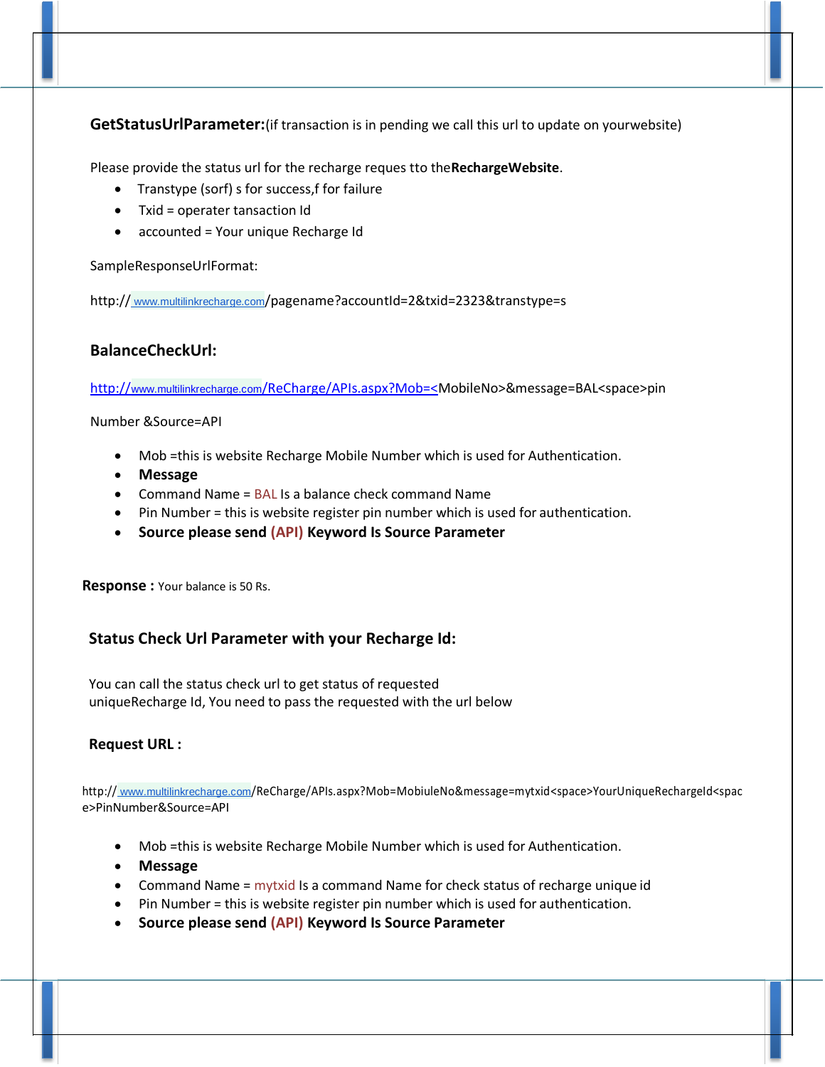**GetStatusUrlParameter:**(if transaction is in pending we call this url to update on yourwebsite)

Please provide the status url for the recharge reques tto the**RechargeWebsite**.

- Transtype (sorf) s for success,f for failure
- Txid = operater tansaction Id
- accounted = Your unique Recharge Id

SampleResponseUrlFormat:

http:// www.multilinkrecharge.com/pagename?accountId=2&txid=2323&transtype=s

## BalanceCheckUrl:

http://www.multilinkrecharge.com/ReCharge/APIs.aspx?Mob=<MobileNo>&message=BAL<space>pin

Number &Source=API

- Mob =this is website Recharge Mobile Number which is used for Authentication.
- **Message**
- Command Name = BAL Is a balance check command Name
- Pin Number = this is website register pin number which is used for authentication.
- **Source please send (API) Keyword Is Source Parameter**

**Response :** Your balance is 50 Rs.

## Status Check Url Parameter with your Recharge Id:

You can call the status check url to get status of requested uniqueRecharge Id, You need to pass the requested with the url below

**Request URL :**

http:// www.multilinkrecharge.com/ReCharge/APIs.aspx?Mob=MobiuleNo&message=mytxid<space>YourUniqueRechargeId<space>PinNumber&Source=API

- Mob =this is website Recharge Mobile Number which is used for Authentication.
- **Message**
- Command Name = mytxid Is a command Name for check status of recharge unique id
- Pin Number = this is website register pin number which is used for authentication.
- **Source please send (API) Keyword Is Source Parameter**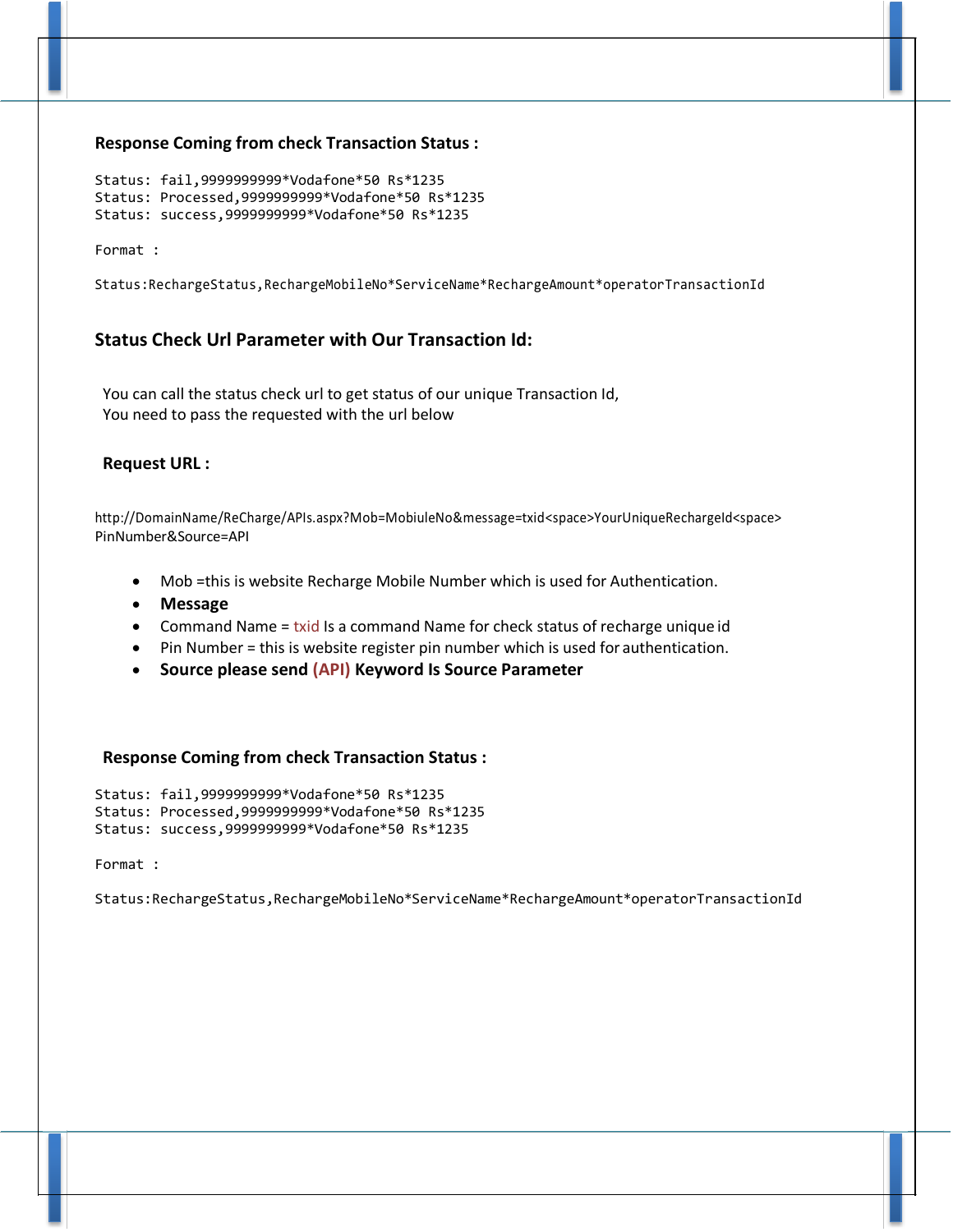**Response Coming from check Transaction Status :**

```
Status: fail,9999999999*Vodafone*50 Rs*1235
Status: Processed,9999999999*Vodafone*50 Rs*1235
Status: success,9999999999*Vodafone*50 Rs*1235

Format :

Status:RechargeStatus,RechargeMobileNo*ServiceName*RechargeAmount*operatorTransactionId
```

## Status Check Url Parameter with Our Transaction Id:

You can call the status check url to get status of our unique Transaction Id,
You need to pass the requested with the url below

**Request URL :**

http://DomainName/ReCharge/APIs.aspx?Mob=MobiuleNo&message=txid<space>YourUniqueRechargeId<space>PinNumber&Source=API

- Mob =this is website Recharge Mobile Number which is used for Authentication.
- **Message**
- Command Name = txid Is a command Name for check status of recharge unique id
- Pin Number = this is website register pin number which is used for authentication.
- **Source please send (API) Keyword Is Source Parameter**

**Response Coming from check Transaction Status :**

```
Status: fail,9999999999*Vodafone*50 Rs*1235
Status: Processed,9999999999*Vodafone*50 Rs*1235
Status: success,9999999999*Vodafone*50 Rs*1235

Format :

Status:RechargeStatus,RechargeMobileNo*ServiceName*RechargeAmount*operatorTransactionId
```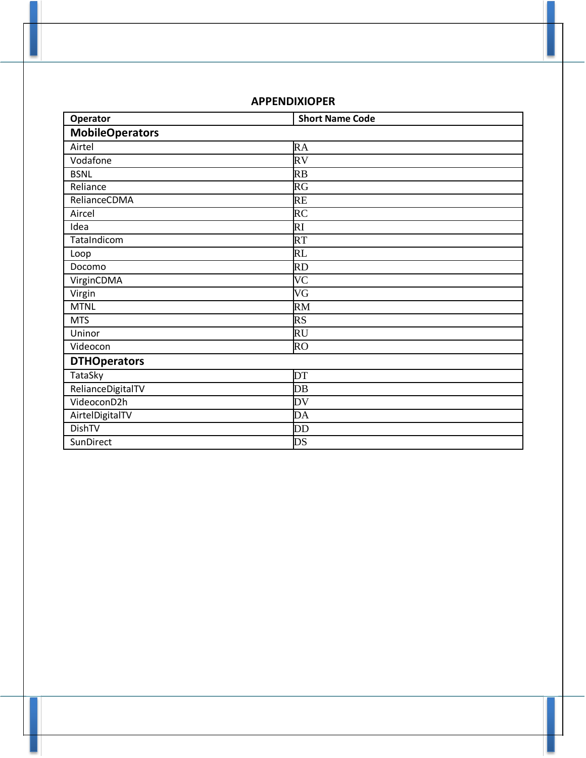## APPENDIXIOPER

| Operator | Short Name Code |
|---|---|
| **MobileOperators** | |
| Airtel | RA |
| Vodafone | RV |
| BSNL | RB |
| Reliance | RG |
| RelianceCDMA | RE |
| Aircel | RC |
| Idea | RI |
| TataIndicom | RT |
| Loop | RL |
| Docomo | RD |
| VirginCDMA | VC |
| Virgin | VG |
| MTNL | RM |
| MTS | RS |
| Uninor | RU |
| Videocon | RO |
| **DTHOperators** | |
| TataSky | DT |
| RelianceDigitalTV | DB |
| VideoconD2h | DV |
| AirtelDigitalTV | DA |
| DishTV | DD |
| SunDirect | DS |